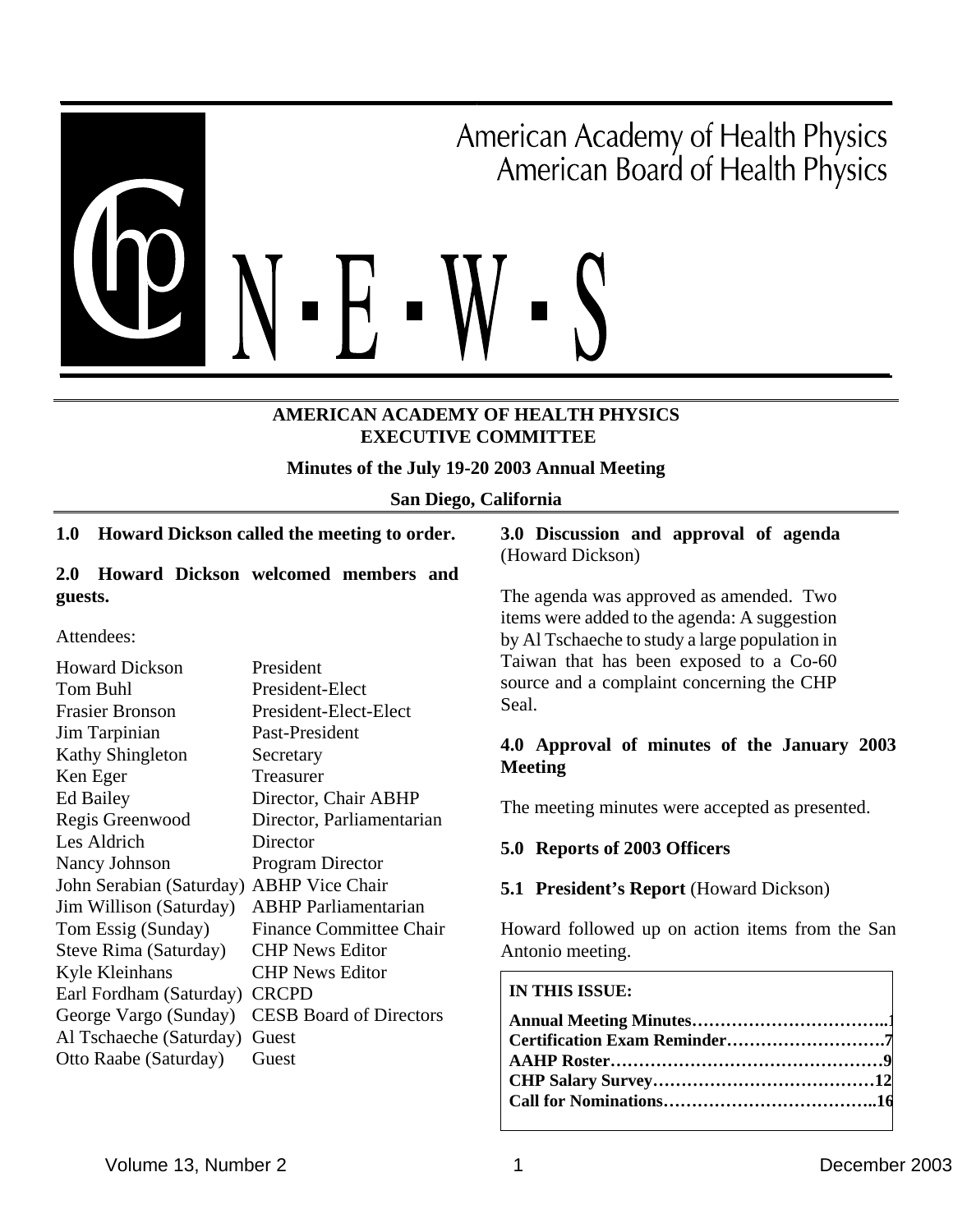American Academy of Health Physics
American Board of Health Physics

# CHP N·E·W·S

## AMERICAN ACADEMY OF HEALTH PHYSICS EXECUTIVE COMMITTEE

**Minutes of the July 19-20 2003 Annual Meeting**

**San Diego, California**

**1.0 Howard Dickson called the meeting to order.**

**2.0 Howard Dickson welcomed members and guests.**

Attendees:

| | |
|---|---|
| Howard Dickson | President |
| Tom Buhl | President-Elect |
| Frasier Bronson | President-Elect-Elect |
| Jim Tarpinian | Past-President |
| Kathy Shingleton | Secretary |
| Ken Eger | Treasurer |
| Ed Bailey | Director, Chair ABHP |
| Regis Greenwood | Director, Parliamentarian |
| Les Aldrich | Director |
| Nancy Johnson | Program Director |
| John Serabian (Saturday) | ABHP Vice Chair |
| Jim Willison (Saturday) | ABHP Parliamentarian |
| Tom Essig (Sunday) | Finance Committee Chair |
| Steve Rima (Saturday) | CHP News Editor |
| Kyle Kleinhans | CHP News Editor |
| Earl Fordham (Saturday) | CRCPD |
| George Vargo (Sunday) | CESB Board of Directors |
| Al Tschaeche (Saturday) | Guest |
| Otto Raabe (Saturday) | Guest |

**3.0 Discussion and approval of agenda** (Howard Dickson)

The agenda was approved as amended. Two items were added to the agenda: A suggestion by Al Tschaeche to study a large population in Taiwan that has been exposed to a Co-60 source and a complaint concerning the CHP Seal.

**4.0 Approval of minutes of the January 2003 Meeting**

The meeting minutes were accepted as presented.

**5.0 Reports of 2003 Officers**

**5.1 President's Report** (Howard Dickson)

Howard followed up on action items from the San Antonio meeting.

**IN THIS ISSUE:**

**Annual Meeting Minutes……………………………..1**
**Certification Exam Reminder……………………….7**
**AAHP Roster…………………………………………9**
**CHP Salary Survey…………………………………12**
**Call for Nominations………………………………..16**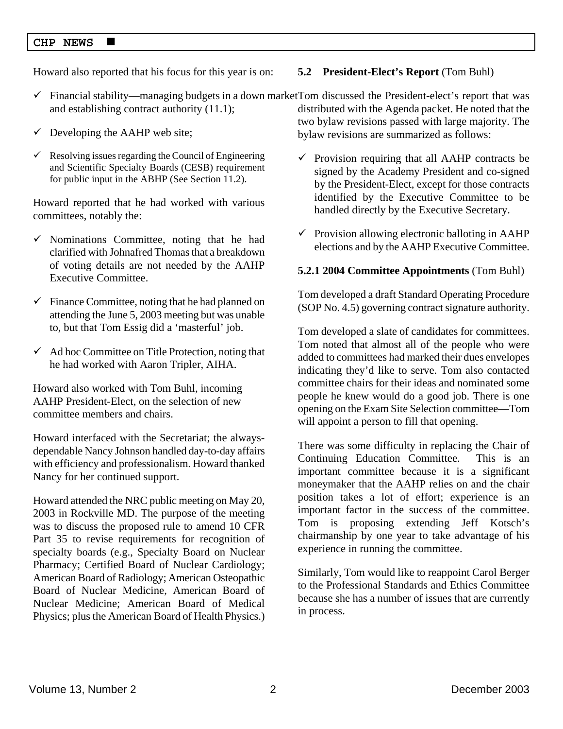Howard also reported that his focus for this year is on:

- ✓ Financial stability—managing budgets in a down market and establishing contract authority (11.1);
- ✓ Developing the AAHP web site;
- ✓ Resolving issues regarding the Council of Engineering and Scientific Specialty Boards (CESB) requirement for public input in the ABHP (See Section 11.2).

Howard reported that he had worked with various committees, notably the:

- ✓ Nominations Committee, noting that he had clarified with Johnafred Thomas that a breakdown of voting details are not needed by the AAHP Executive Committee.
- ✓ Finance Committee, noting that he had planned on attending the June 5, 2003 meeting but was unable to, but that Tom Essig did a 'masterful' job.
- ✓ Ad hoc Committee on Title Protection, noting that he had worked with Aaron Tripler, AIHA.

Howard also worked with Tom Buhl, incoming AAHP President-Elect, on the selection of new committee members and chairs.

Howard interfaced with the Secretariat; the always-dependable Nancy Johnson handled day-to-day affairs with efficiency and professionalism. Howard thanked Nancy for her continued support.

Howard attended the NRC public meeting on May 20, 2003 in Rockville MD. The purpose of the meeting was to discuss the proposed rule to amend 10 CFR Part 35 to revise requirements for recognition of specialty boards (e.g., Specialty Board on Nuclear Pharmacy; Certified Board of Nuclear Cardiology; American Board of Radiology; American Osteopathic Board of Nuclear Medicine, American Board of Nuclear Medicine; American Board of Medical Physics; plus the American Board of Health Physics.)

**5.2 President-Elect's Report** (Tom Buhl)

Tom discussed the President-elect's report that was distributed with the Agenda packet. He noted that the two bylaw revisions passed with large majority. The bylaw revisions are summarized as follows:

- ✓ Provision requiring that all AAHP contracts be signed by the Academy President and co-signed by the President-Elect, except for those contracts identified by the Executive Committee to be handled directly by the Executive Secretary.
- ✓ Provision allowing electronic balloting in AAHP elections and by the AAHP Executive Committee.

**5.2.1 2004 Committee Appointments** (Tom Buhl)

Tom developed a draft Standard Operating Procedure (SOP No. 4.5) governing contract signature authority.

Tom developed a slate of candidates for committees. Tom noted that almost all of the people who were added to committees had marked their dues envelopes indicating they'd like to serve. Tom also contacted committee chairs for their ideas and nominated some people he knew would do a good job. There is one opening on the Exam Site Selection committee—Tom will appoint a person to fill that opening.

There was some difficulty in replacing the Chair of Continuing Education Committee. This is an important committee because it is a significant moneymaker that the AAHP relies on and the chair position takes a lot of effort; experience is an important factor in the success of the committee. Tom is proposing extending Jeff Kotsch's chairmanship by one year to take advantage of his experience in running the committee.

Similarly, Tom would like to reappoint Carol Berger to the Professional Standards and Ethics Committee because she has a number of issues that are currently in process.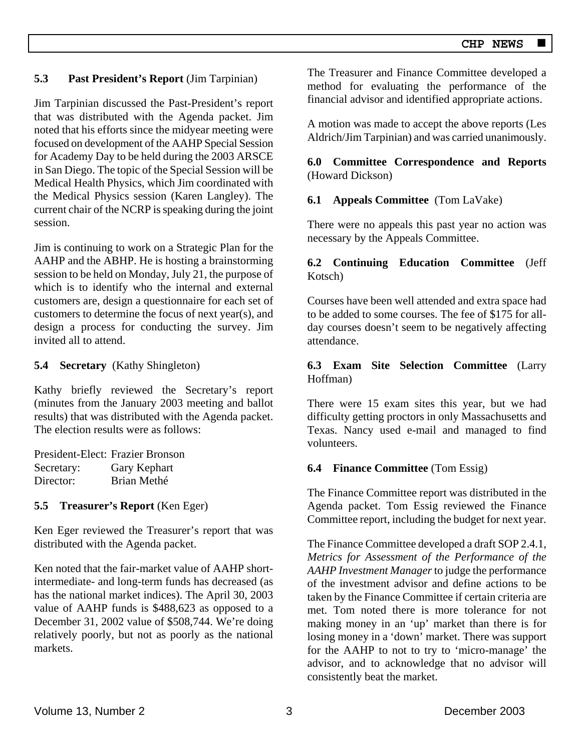### 5.3 Past President's Report (Jim Tarpinian)

Jim Tarpinian discussed the Past-President's report that was distributed with the Agenda packet. Jim noted that his efforts since the midyear meeting were focused on development of the AAHP Special Session for Academy Day to be held during the 2003 ARSCE in San Diego. The topic of the Special Session will be Medical Health Physics, which Jim coordinated with the Medical Physics session (Karen Langley). The current chair of the NCRP is speaking during the joint session.

Jim is continuing to work on a Strategic Plan for the AAHP and the ABHP. He is hosting a brainstorming session to be held on Monday, July 21, the purpose of which is to identify who the internal and external customers are, design a questionnaire for each set of customers to determine the focus of next year(s), and design a process for conducting the survey. Jim invited all to attend.

### 5.4 Secretary (Kathy Shingleton)

Kathy briefly reviewed the Secretary's report (minutes from the January 2003 meeting and ballot results) that was distributed with the Agenda packet. The election results were as follows:

President-Elect: Frazier Bronson
Secretary: Gary Kephart
Director: Brian Methé

### 5.5 Treasurer's Report (Ken Eger)

Ken Eger reviewed the Treasurer's report that was distributed with the Agenda packet.

Ken noted that the fair-market value of AAHP short- intermediate- and long-term funds has decreased (as has the national market indices). The April 30, 2003 value of AAHP funds is $488,623 as opposed to a December 31, 2002 value of $508,744. We're doing relatively poorly, but not as poorly as the national markets.

The Treasurer and Finance Committee developed a method for evaluating the performance of the financial advisor and identified appropriate actions.

A motion was made to accept the above reports (Les Aldrich/Jim Tarpinian) and was carried unanimously.

### 6.0 Committee Correspondence and Reports (Howard Dickson)

### 6.1 Appeals Committee (Tom LaVake)

There were no appeals this past year no action was necessary by the Appeals Committee.

### 6.2 Continuing Education Committee (Jeff Kotsch)

Courses have been well attended and extra space had to be added to some courses. The fee of $175 for all-day courses doesn't seem to be negatively affecting attendance.

### 6.3 Exam Site Selection Committee (Larry Hoffman)

There were 15 exam sites this year, but we had difficulty getting proctors in only Massachusetts and Texas. Nancy used e-mail and managed to find volunteers.

### 6.4 Finance Committee (Tom Essig)

The Finance Committee report was distributed in the Agenda packet. Tom Essig reviewed the Finance Committee report, including the budget for next year.

The Finance Committee developed a draft SOP 2.4.1, *Metrics for Assessment of the Performance of the AAHP Investment Manager* to judge the performance of the investment advisor and define actions to be taken by the Finance Committee if certain criteria are met. Tom noted there is more tolerance for not making money in an 'up' market than there is for losing money in a 'down' market. There was support for the AAHP to not to try to 'micro-manage' the advisor, and to acknowledge that no advisor will consistently beat the market.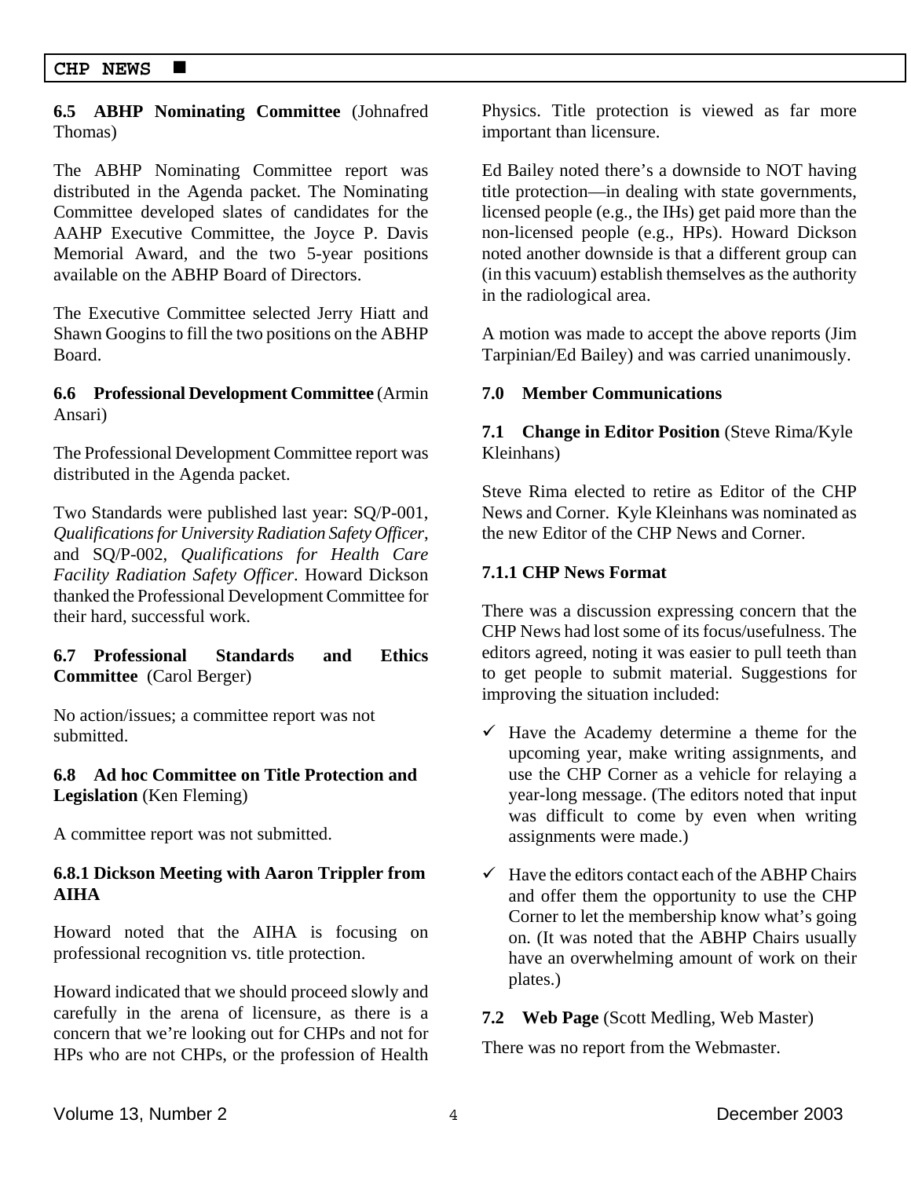### 6.5 ABHP Nominating Committee (Johnafred Thomas)

The ABHP Nominating Committee report was distributed in the Agenda packet. The Nominating Committee developed slates of candidates for the AAHP Executive Committee, the Joyce P. Davis Memorial Award, and the two 5-year positions available on the ABHP Board of Directors.

The Executive Committee selected Jerry Hiatt and Shawn Googins to fill the two positions on the ABHP Board.

### 6.6 Professional Development Committee (Armin Ansari)

The Professional Development Committee report was distributed in the Agenda packet.

Two Standards were published last year: SQ/P-001, *Qualifications for University Radiation Safety Officer*, and SQ/P-002, *Qualifications for Health Care Facility Radiation Safety Officer*. Howard Dickson thanked the Professional Development Committee for their hard, successful work.

### 6.7 Professional Standards and Ethics Committee (Carol Berger)

No action/issues; a committee report was not submitted.

### 6.8 Ad hoc Committee on Title Protection and Legislation (Ken Fleming)

A committee report was not submitted.

#### 6.8.1 Dickson Meeting with Aaron Trippler from AIHA

Howard noted that the AIHA is focusing on professional recognition vs. title protection.

Howard indicated that we should proceed slowly and carefully in the arena of licensure, as there is a concern that we're looking out for CHPs and not for HPs who are not CHPs, or the profession of Health Physics. Title protection is viewed as far more important than licensure.

Ed Bailey noted there's a downside to NOT having title protection—in dealing with state governments, licensed people (e.g., the IHs) get paid more than the non-licensed people (e.g., HPs). Howard Dickson noted another downside is that a different group can (in this vacuum) establish themselves as the authority in the radiological area.

A motion was made to accept the above reports (Jim Tarpinian/Ed Bailey) and was carried unanimously.

### 7.0 Member Communications

### 7.1 Change in Editor Position (Steve Rima/Kyle Kleinhans)

Steve Rima elected to retire as Editor of the CHP News and Corner. Kyle Kleinhans was nominated as the new Editor of the CHP News and Corner.

#### 7.1.1 CHP News Format

There was a discussion expressing concern that the CHP News had lost some of its focus/usefulness. The editors agreed, noting it was easier to pull teeth than to get people to submit material. Suggestions for improving the situation included:

- ✓ Have the Academy determine a theme for the upcoming year, make writing assignments, and use the CHP Corner as a vehicle for relaying a year-long message. (The editors noted that input was difficult to come by even when writing assignments were made.)
- ✓ Have the editors contact each of the ABHP Chairs and offer them the opportunity to use the CHP Corner to let the membership know what's going on. (It was noted that the ABHP Chairs usually have an overwhelming amount of work on their plates.)

### 7.2 Web Page (Scott Medling, Web Master)

There was no report from the Webmaster.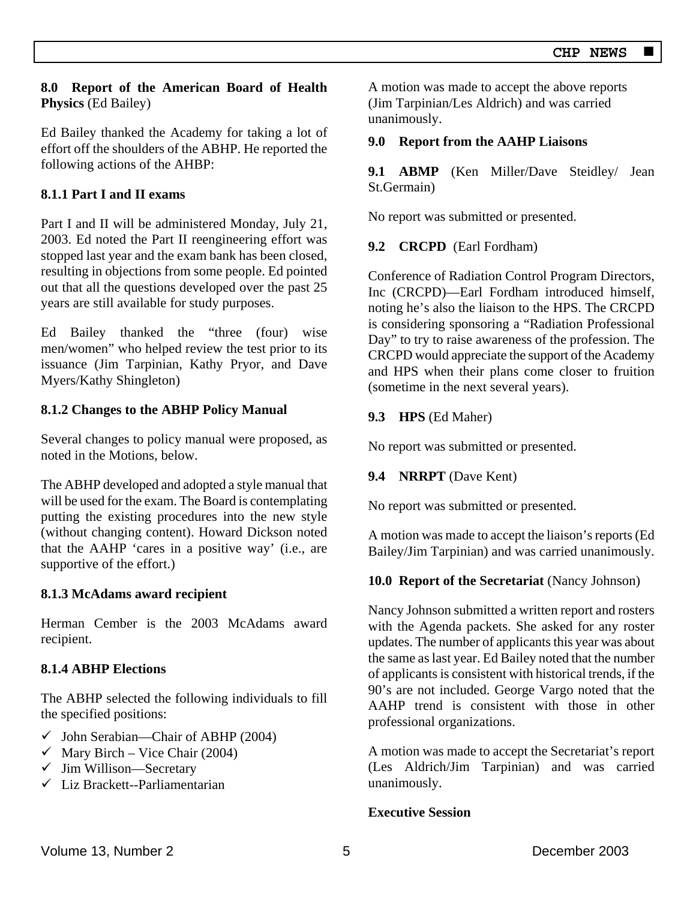**8.0 Report of the American Board of Health Physics** (Ed Bailey)

Ed Bailey thanked the Academy for taking a lot of effort off the shoulders of the ABHP. He reported the following actions of the AHBP:

**8.1.1 Part I and II exams**

Part I and II will be administered Monday, July 21, 2003. Ed noted the Part II reengineering effort was stopped last year and the exam bank has been closed, resulting in objections from some people. Ed pointed out that all the questions developed over the past 25 years are still available for study purposes.

Ed Bailey thanked the "three (four) wise men/women" who helped review the test prior to its issuance (Jim Tarpinian, Kathy Pryor, and Dave Myers/Kathy Shingleton)

**8.1.2 Changes to the ABHP Policy Manual**

Several changes to policy manual were proposed, as noted in the Motions, below.

The ABHP developed and adopted a style manual that will be used for the exam. The Board is contemplating putting the existing procedures into the new style (without changing content). Howard Dickson noted that the AAHP 'cares in a positive way' (i.e., are supportive of the effort.)

**8.1.3 McAdams award recipient**

Herman Cember is the 2003 McAdams award recipient.

**8.1.4 ABHP Elections**

The ABHP selected the following individuals to fill the specified positions:

- ✓ John Serabian—Chair of ABHP (2004)
- ✓ Mary Birch – Vice Chair (2004)
- ✓ Jim Willison—Secretary
- ✓ Liz Brackett--Parliamentarian

A motion was made to accept the above reports (Jim Tarpinian/Les Aldrich) and was carried unanimously.

**9.0 Report from the AAHP Liaisons**

**9.1 ABMP** (Ken Miller/Dave Steidley/ Jean St.Germain)

No report was submitted or presented.

**9.2 CRCPD** (Earl Fordham)

Conference of Radiation Control Program Directors, Inc (CRCPD)—Earl Fordham introduced himself, noting he's also the liaison to the HPS. The CRCPD is considering sponsoring a "Radiation Professional Day" to try to raise awareness of the profession. The CRCPD would appreciate the support of the Academy and HPS when their plans come closer to fruition (sometime in the next several years).

**9.3 HPS** (Ed Maher)

No report was submitted or presented.

**9.4 NRRPT** (Dave Kent)

No report was submitted or presented.

A motion was made to accept the liaison's reports (Ed Bailey/Jim Tarpinian) and was carried unanimously.

**10.0 Report of the Secretariat** (Nancy Johnson)

Nancy Johnson submitted a written report and rosters with the Agenda packets. She asked for any roster updates. The number of applicants this year was about the same as last year. Ed Bailey noted that the number of applicants is consistent with historical trends, if the 90's are not included. George Vargo noted that the AAHP trend is consistent with those in other professional organizations.

A motion was made to accept the Secretariat's report (Les Aldrich/Jim Tarpinian) and was carried unanimously.

**Executive Session**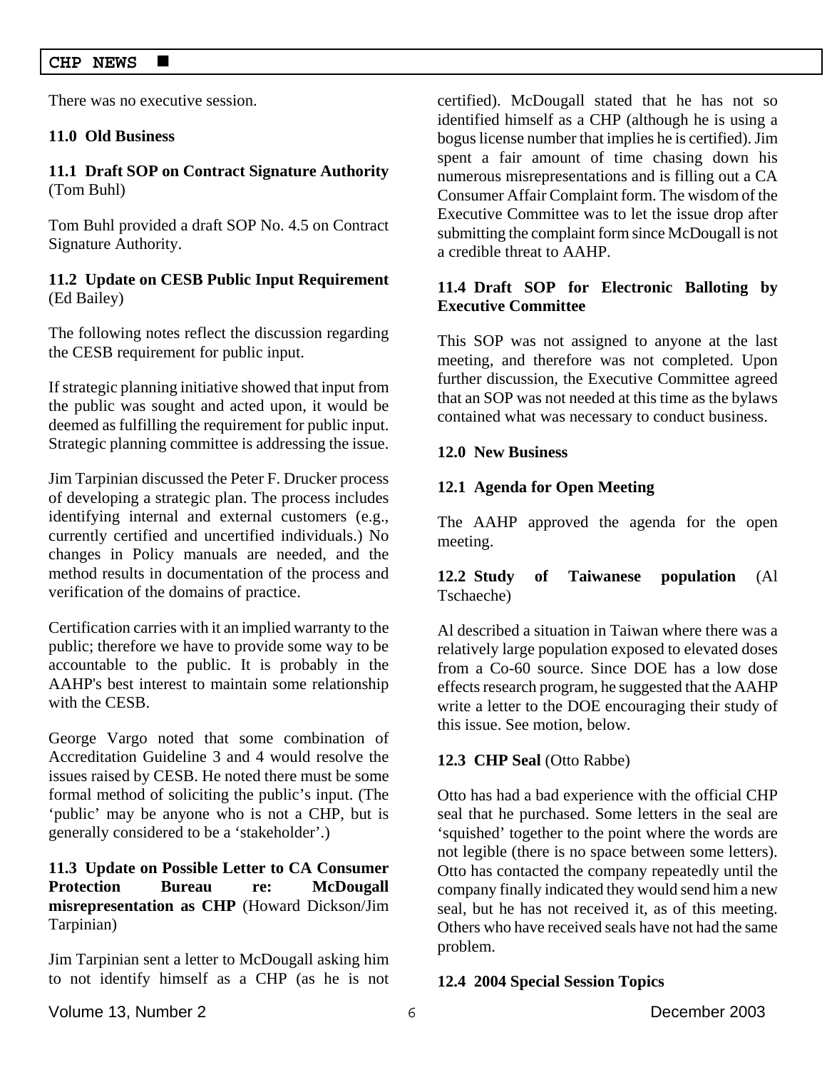There was no executive session.

**11.0 Old Business**

**11.1 Draft SOP on Contract Signature Authority** (Tom Buhl)

Tom Buhl provided a draft SOP No. 4.5 on Contract Signature Authority.

**11.2 Update on CESB Public Input Requirement** (Ed Bailey)

The following notes reflect the discussion regarding the CESB requirement for public input.

If strategic planning initiative showed that input from the public was sought and acted upon, it would be deemed as fulfilling the requirement for public input. Strategic planning committee is addressing the issue.

Jim Tarpinian discussed the Peter F. Drucker process of developing a strategic plan. The process includes identifying internal and external customers (e.g., currently certified and uncertified individuals.) No changes in Policy manuals are needed, and the method results in documentation of the process and verification of the domains of practice.

Certification carries with it an implied warranty to the public; therefore we have to provide some way to be accountable to the public. It is probably in the AAHP's best interest to maintain some relationship with the CESB.

George Vargo noted that some combination of Accreditation Guideline 3 and 4 would resolve the issues raised by CESB. He noted there must be some formal method of soliciting the public's input. (The 'public' may be anyone who is not a CHP, but is generally considered to be a 'stakeholder'.)

**11.3 Update on Possible Letter to CA Consumer Protection Bureau re: McDougall misrepresentation as CHP** (Howard Dickson/Jim Tarpinian)

Jim Tarpinian sent a letter to McDougall asking him to not identify himself as a CHP (as he is not certified). McDougall stated that he has not so identified himself as a CHP (although he is using a bogus license number that implies he is certified). Jim spent a fair amount of time chasing down his numerous misrepresentations and is filling out a CA Consumer Affair Complaint form. The wisdom of the Executive Committee was to let the issue drop after submitting the complaint form since McDougall is not a credible threat to AAHP.

**11.4 Draft SOP for Electronic Balloting by Executive Committee**

This SOP was not assigned to anyone at the last meeting, and therefore was not completed. Upon further discussion, the Executive Committee agreed that an SOP was not needed at this time as the bylaws contained what was necessary to conduct business.

**12.0 New Business**

**12.1 Agenda for Open Meeting**

The AAHP approved the agenda for the open meeting.

**12.2 Study of Taiwanese population** (Al Tschaeche)

Al described a situation in Taiwan where there was a relatively large population exposed to elevated doses from a Co-60 source. Since DOE has a low dose effects research program, he suggested that the AAHP write a letter to the DOE encouraging their study of this issue. See motion, below.

**12.3 CHP Seal** (Otto Rabbe)

Otto has had a bad experience with the official CHP seal that he purchased. Some letters in the seal are 'squished' together to the point where the words are not legible (there is no space between some letters). Otto has contacted the company repeatedly until the company finally indicated they would send him a new seal, but he has not received it, as of this meeting. Others who have received seals have not had the same problem.

**12.4 2004 Special Session Topics**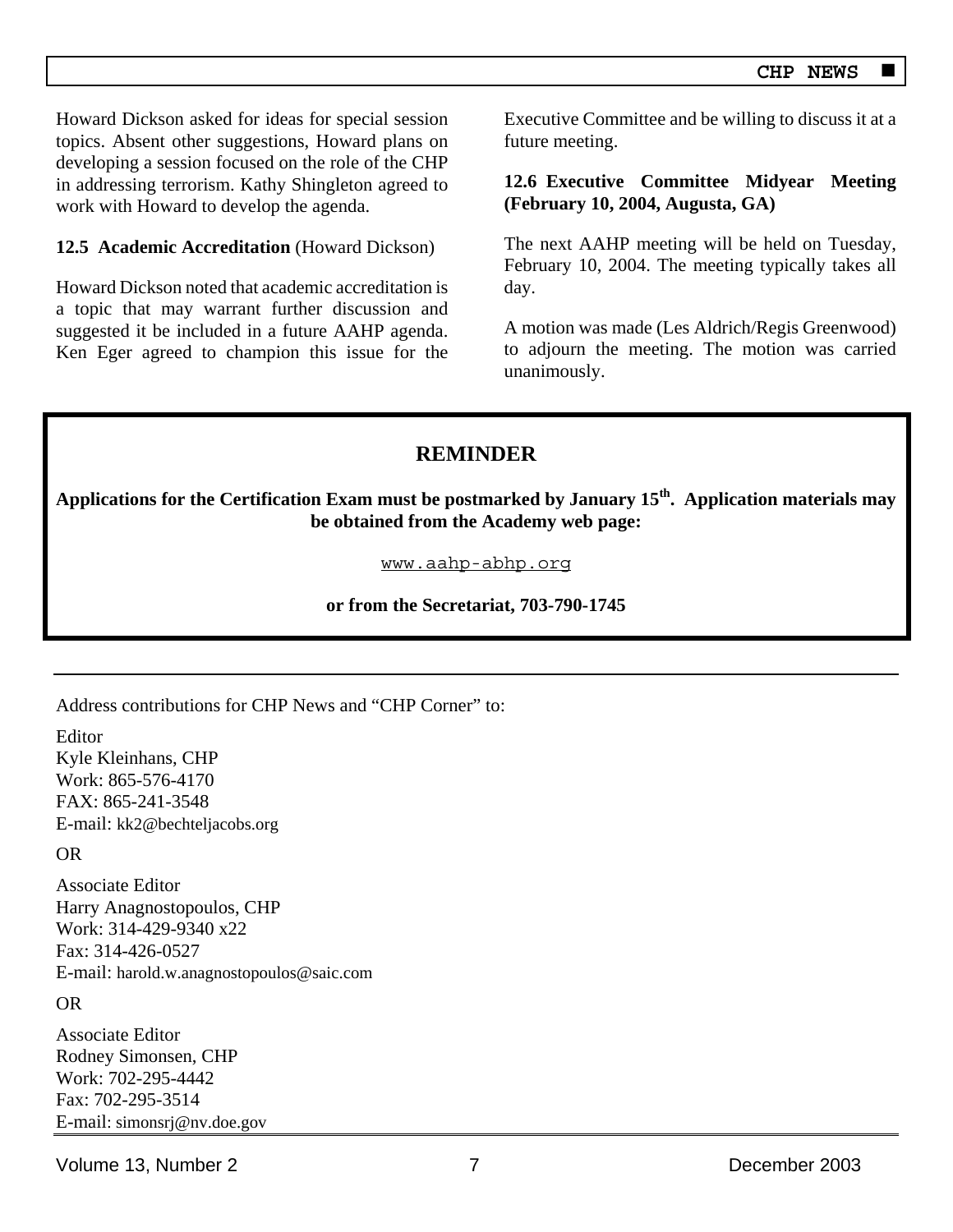Howard Dickson asked for ideas for special session topics. Absent other suggestions, Howard plans on developing a session focused on the role of the CHP in addressing terrorism. Kathy Shingleton agreed to work with Howard to develop the agenda.

**12.5 Academic Accreditation** (Howard Dickson)

Howard Dickson noted that academic accreditation is a topic that may warrant further discussion and suggested it be included in a future AAHP agenda. Ken Eger agreed to champion this issue for the Executive Committee and be willing to discuss it at a future meeting.

**12.6 Executive Committee Midyear Meeting (February 10, 2004, Augusta, GA)**

The next AAHP meeting will be held on Tuesday, February 10, 2004. The meeting typically takes all day.

A motion was made (Les Aldrich/Regis Greenwood) to adjourn the meeting. The motion was carried unanimously.

## REMINDER

**Applications for the Certification Exam must be postmarked by January 15th. Application materials may be obtained from the Academy web page:**

www.aahp-abhp.org

**or from the Secretariat, 703-790-1745**

---

Address contributions for CHP News and "CHP Corner" to:

Editor
Kyle Kleinhans, CHP
Work: 865-576-4170
FAX: 865-241-3548
E-mail: kk2@bechteljacobs.org

OR

Associate Editor
Harry Anagnostopoulos, CHP
Work: 314-429-9340 x22
Fax: 314-426-0527
E-mail: harold.w.anagnostopoulos@saic.com

OR

Associate Editor
Rodney Simonsen, CHP
Work: 702-295-4442
Fax: 702-295-3514
E-mail: simonsrj@nv.doe.gov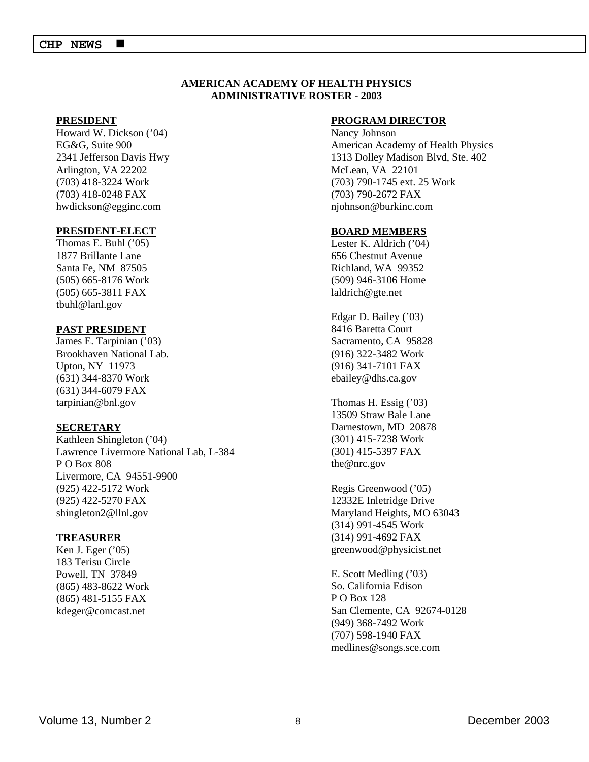**AMERICAN ACADEMY OF HEALTH PHYSICS**
**ADMINISTRATIVE ROSTER - 2003**

**PRESIDENT**
Howard W. Dickson ('04)
EG&G, Suite 900
2341 Jefferson Davis Hwy
Arlington, VA 22202
(703) 418-3224 Work
(703) 418-0248 FAX
hwdickson@egginc.com

**PRESIDENT-ELECT**
Thomas E. Buhl ('05)
1877 Brillante Lane
Santa Fe, NM 87505
(505) 665-8176 Work
(505) 665-3811 FAX
tbuhl@lanl.gov

**PAST PRESIDENT**
James E. Tarpinian ('03)
Brookhaven National Lab.
Upton, NY 11973
(631) 344-8370 Work
(631) 344-6079 FAX
tarpinian@bnl.gov

**SECRETARY**
Kathleen Shingleton ('04)
Lawrence Livermore National Lab, L-384
P O Box 808
Livermore, CA 94551-9900
(925) 422-5172 Work
(925) 422-5270 FAX
shingleton2@llnl.gov

**TREASURER**
Ken J. Eger ('05)
183 Terisu Circle
Powell, TN 37849
(865) 483-8622 Work
(865) 481-5155 FAX
kdeger@comcast.net

**PROGRAM DIRECTOR**
Nancy Johnson
American Academy of Health Physics
1313 Dolley Madison Blvd, Ste. 402
McLean, VA 22101
(703) 790-1745 ext. 25 Work
(703) 790-2672 FAX
njohnson@burkinc.com

**BOARD MEMBERS**
Lester K. Aldrich ('04)
656 Chestnut Avenue
Richland, WA 99352
(509) 946-3106 Home
laldrich@gte.net

Edgar D. Bailey ('03)
8416 Baretta Court
Sacramento, CA 95828
(916) 322-3482 Work
(916) 341-7101 FAX
ebailey@dhs.ca.gov

Thomas H. Essig ('03)
13509 Straw Bale Lane
Darnestown, MD 20878
(301) 415-7238 Work
(301) 415-5397 FAX
the@nrc.gov

Regis Greenwood ('05)
12332E Inletridge Drive
Maryland Heights, MO 63043
(314) 991-4545 Work
(314) 991-4692 FAX
greenwood@physicist.net

E. Scott Medling ('03)
So. California Edison
P O Box 128
San Clemente, CA 92674-0128
(949) 368-7492 Work
(707) 598-1940 FAX
medlines@songs.sce.com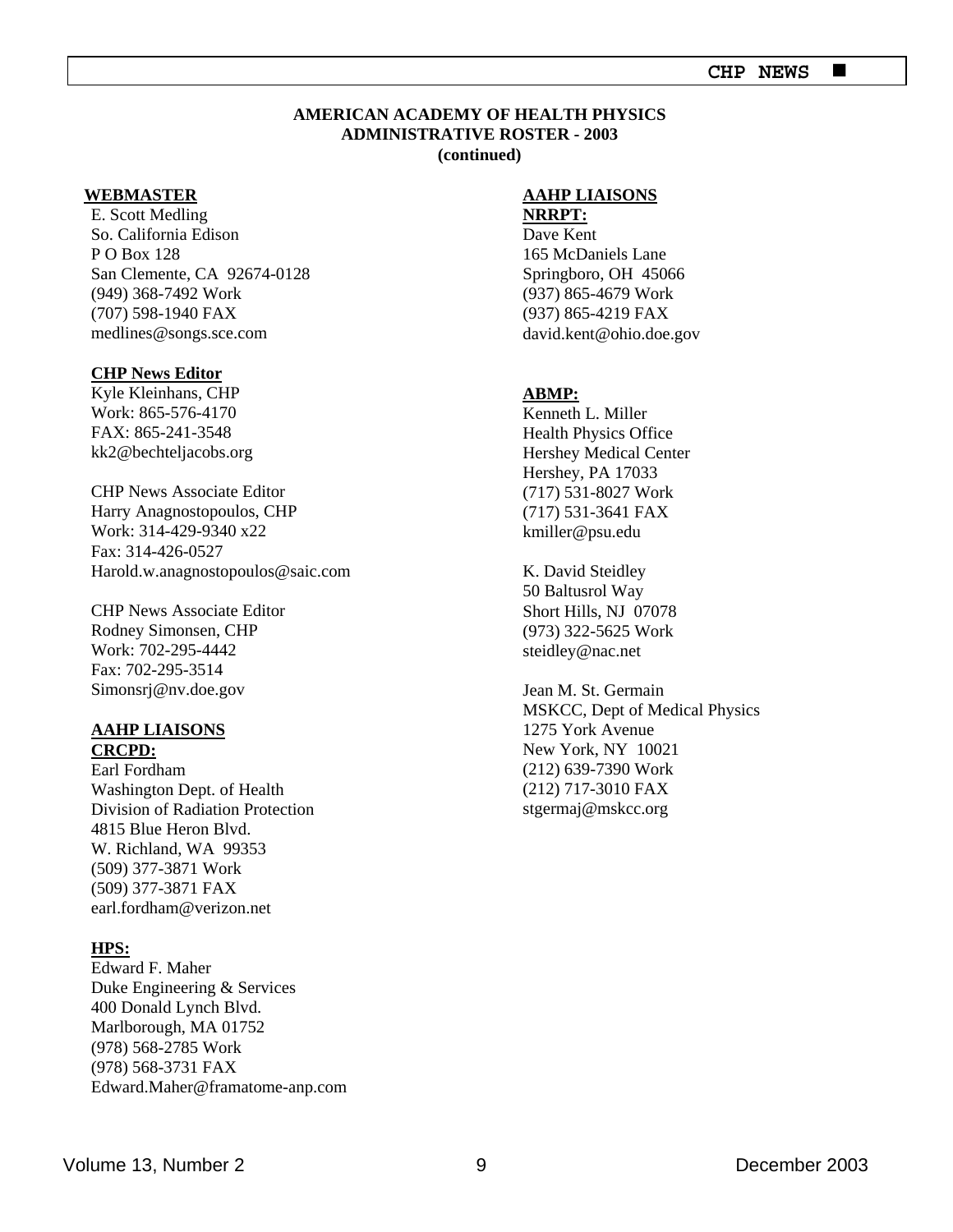## AMERICAN ACADEMY OF HEALTH PHYSICS
## ADMINISTRATIVE ROSTER - 2003
**(continued)**

**WEBMASTER**
E. Scott Medling
So. California Edison
P O Box 128
San Clemente, CA 92674-0128
(949) 368-7492 Work
(707) 598-1940 FAX
medlines@songs.sce.com

**CHP News Editor**
Kyle Kleinhans, CHP
Work: 865-576-4170
FAX: 865-241-3548
kk2@bechteljacobs.org

CHP News Associate Editor
Harry Anagnostopoulos, CHP
Work: 314-429-9340 x22
Fax: 314-426-0527
Harold.w.anagnostopoulos@saic.com

CHP News Associate Editor
Rodney Simonsen, CHP
Work: 702-295-4442
Fax: 702-295-3514
Simonsrj@nv.doe.gov

**AAHP LIAISONS**

**CRCPD:**
Earl Fordham
Washington Dept. of Health
Division of Radiation Protection
4815 Blue Heron Blvd.
W. Richland, WA 99353
(509) 377-3871 Work
(509) 377-3871 FAX
earl.fordham@verizon.net

**HPS:**
Edward F. Maher
Duke Engineering & Services
400 Donald Lynch Blvd.
Marlborough, MA 01752
(978) 568-2785 Work
(978) 568-3731 FAX
Edward.Maher@framatome-anp.com

**AAHP LIAISONS**

**NRRPT:**
Dave Kent
165 McDaniels Lane
Springboro, OH 45066
(937) 865-4679 Work
(937) 865-4219 FAX
david.kent@ohio.doe.gov

**ABMP:**
Kenneth L. Miller
Health Physics Office
Hershey Medical Center
Hershey, PA 17033
(717) 531-8027 Work
(717) 531-3641 FAX
kmiller@psu.edu

K. David Steidley
50 Baltusrol Way
Short Hills, NJ 07078
(973) 322-5625 Work
steidley@nac.net

Jean M. St. Germain
MSKCC, Dept of Medical Physics
1275 York Avenue
New York, NY 10021
(212) 639-7390 Work
(212) 717-3010 FAX
stgermaj@mskcc.org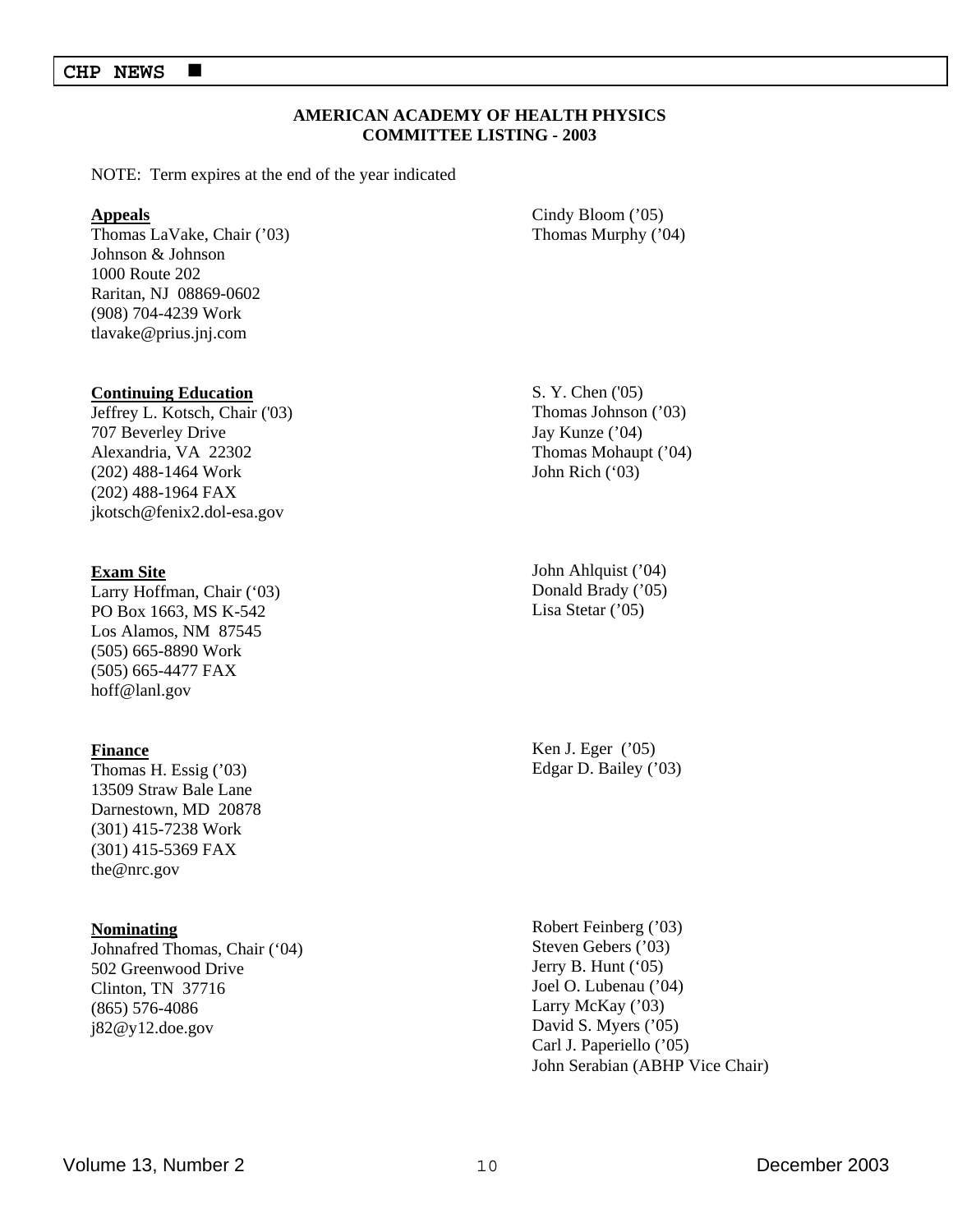**AMERICAN ACADEMY OF HEALTH PHYSICS**
**COMMITTEE LISTING - 2003**

NOTE: Term expires at the end of the year indicated

**Appeals**

Thomas LaVake, Chair ('03)
Johnson & Johnson
1000 Route 202
Raritan, NJ 08869-0602
(908) 704-4239 Work
tlavake@prius.jnj.com

Cindy Bloom ('05)
Thomas Murphy ('04)

**Continuing Education**

Jeffrey L. Kotsch, Chair ('03)
707 Beverley Drive
Alexandria, VA 22302
(202) 488-1464 Work
(202) 488-1964 FAX
jkotsch@fenix2.dol-esa.gov

S. Y. Chen ('05)
Thomas Johnson ('03)
Jay Kunze ('04)
Thomas Mohaupt ('04)
John Rich ('03)

**Exam Site**

Larry Hoffman, Chair ('03)
PO Box 1663, MS K-542
Los Alamos, NM 87545
(505) 665-8890 Work
(505) 665-4477 FAX
hoff@lanl.gov

John Ahlquist ('04)
Donald Brady ('05)
Lisa Stetar ('05)

**Finance**

Thomas H. Essig ('03)
13509 Straw Bale Lane
Darnestown, MD 20878
(301) 415-7238 Work
(301) 415-5369 FAX
the@nrc.gov

Ken J. Eger ('05)
Edgar D. Bailey ('03)

**Nominating**

Johnafred Thomas, Chair ('04)
502 Greenwood Drive
Clinton, TN 37716
(865) 576-4086
j82@y12.doe.gov

Robert Feinberg ('03)
Steven Gebers ('03)
Jerry B. Hunt ('05)
Joel O. Lubenau ('04)
Larry McKay ('03)
David S. Myers ('05)
Carl J. Paperiello ('05)
John Serabian (ABHP Vice Chair)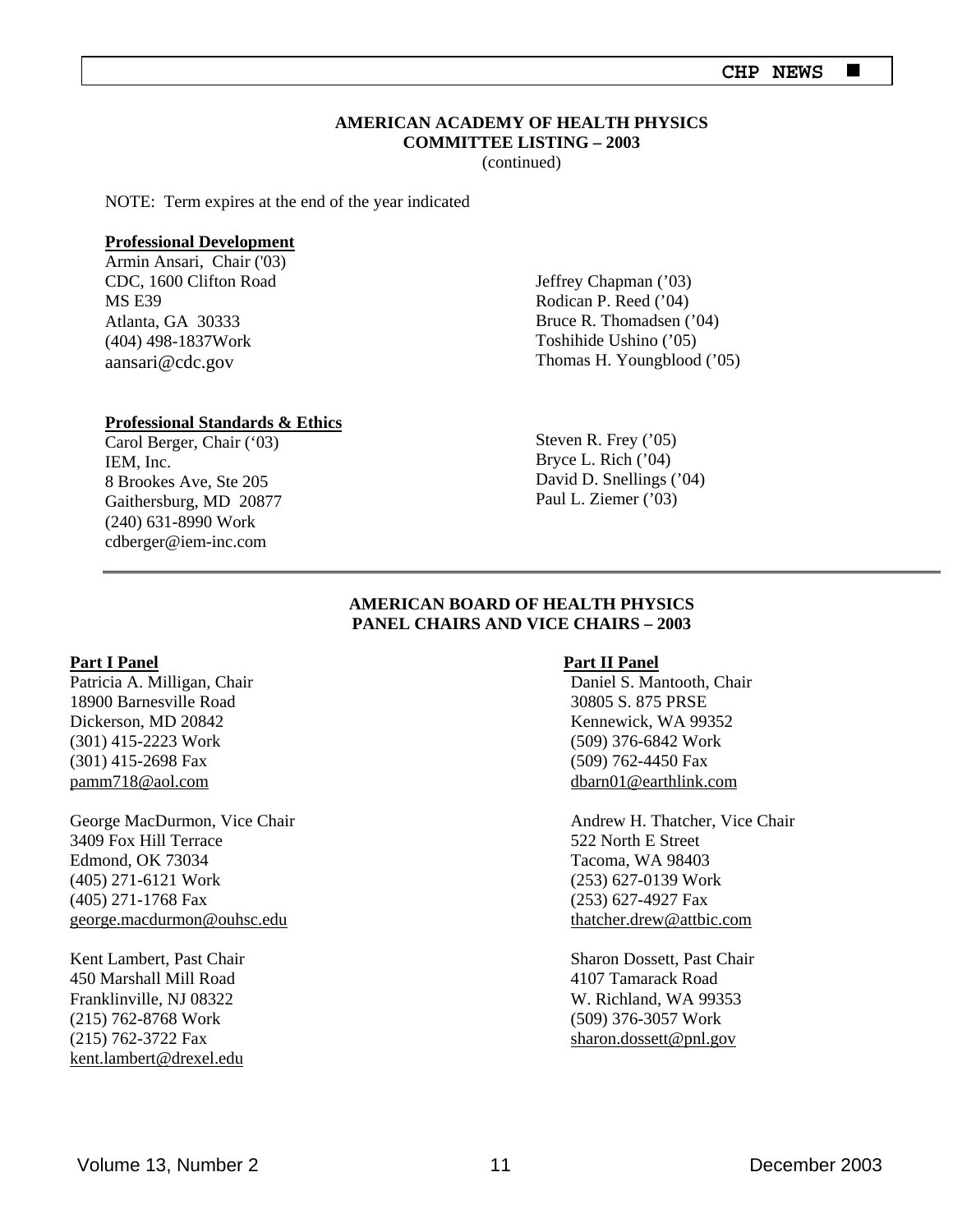## AMERICAN ACADEMY OF HEALTH PHYSICS
## COMMITTEE LISTING – 2003
(continued)

NOTE: Term expires at the end of the year indicated

**Professional Development**

Armin Ansari, Chair ('03)
CDC, 1600 Clifton Road
MS E39
Atlanta, GA 30333
(404) 498-1837Work
aansari@cdc.gov

Jeffrey Chapman ('03)
Rodican P. Reed ('04)
Bruce R. Thomadsen ('04)
Toshihide Ushino ('05)
Thomas H. Youngblood ('05)

**Professional Standards & Ethics**

Carol Berger, Chair ('03)
IEM, Inc.
8 Brookes Ave, Ste 205
Gaithersburg, MD 20877
(240) 631-8990 Work
cdberger@iem-inc.com

Steven R. Frey ('05)
Bryce L. Rich ('04)
David D. Snellings ('04)
Paul L. Ziemer ('03)

---

## AMERICAN BOARD OF HEALTH PHYSICS
## PANEL CHAIRS AND VICE CHAIRS – 2003

**Part I Panel**

Patricia A. Milligan, Chair
18900 Barnesville Road
Dickerson, MD 20842
(301) 415-2223 Work
(301) 415-2698 Fax
pamm718@aol.com

George MacDurmon, Vice Chair
3409 Fox Hill Terrace
Edmond, OK 73034
(405) 271-6121 Work
(405) 271-1768 Fax
george.macdurmon@ouhsc.edu

Kent Lambert, Past Chair
450 Marshall Mill Road
Franklinville, NJ 08322
(215) 762-8768 Work
(215) 762-3722 Fax
kent.lambert@drexel.edu

**Part II Panel**

Daniel S. Mantooth, Chair
30805 S. 875 PRSE
Kennewick, WA 99352
(509) 376-6842 Work
(509) 762-4450 Fax
dbarn01@earthlink.com

Andrew H. Thatcher, Vice Chair
522 North E Street
Tacoma, WA 98403
(253) 627-0139 Work
(253) 627-4927 Fax
thatcher.drew@attbic.com

Sharon Dossett, Past Chair
4107 Tamarack Road
W. Richland, WA 99353
(509) 376-3057 Work
sharon.dossett@pnl.gov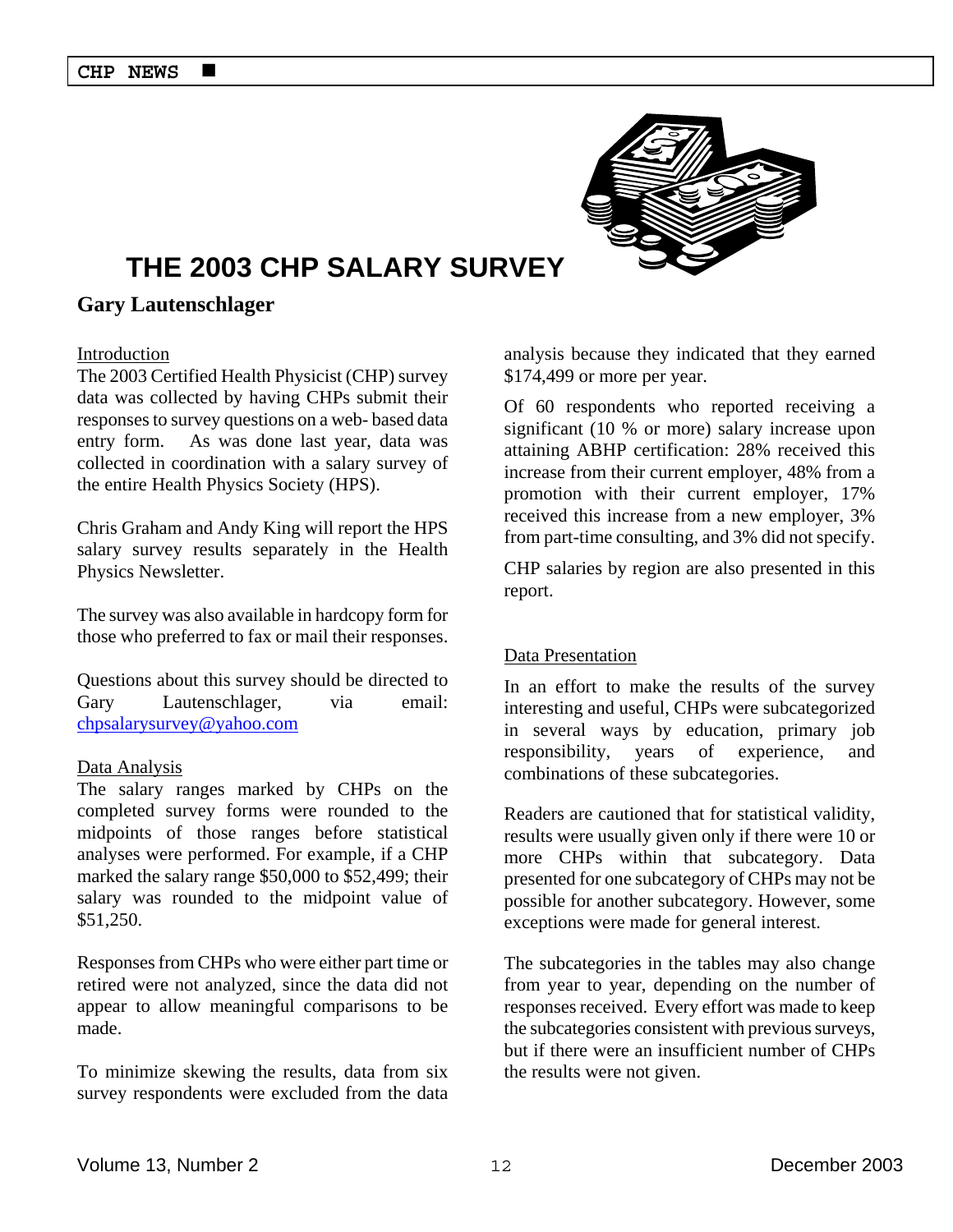# THE 2003 CHP SALARY SURVEY

**Gary Lautenschlager**

Introduction

The 2003 Certified Health Physicist (CHP) survey data was collected by having CHPs submit their responses to survey questions on a web- based data entry form. As was done last year, data was collected in coordination with a salary survey of the entire Health Physics Society (HPS).

Chris Graham and Andy King will report the HPS salary survey results separately in the Health Physics Newsletter.

The survey was also available in hardcopy form for those who preferred to fax or mail their responses.

Questions about this survey should be directed to Gary Lautenschlager, via email: chpsalarysurvey@yahoo.com

Data Analysis

The salary ranges marked by CHPs on the completed survey forms were rounded to the midpoints of those ranges before statistical analyses were performed. For example, if a CHP marked the salary range $50,000 to $52,499; their salary was rounded to the midpoint value of $51,250.

Responses from CHPs who were either part time or retired were not analyzed, since the data did not appear to allow meaningful comparisons to be made.

To minimize skewing the results, data from six survey respondents were excluded from the data analysis because they indicated that they earned $174,499 or more per year.

Of 60 respondents who reported receiving a significant (10 % or more) salary increase upon attaining ABHP certification: 28% received this increase from their current employer, 48% from a promotion with their current employer, 17% received this increase from a new employer, 3% from part-time consulting, and 3% did not specify.

CHP salaries by region are also presented in this report.

Data Presentation

In an effort to make the results of the survey interesting and useful, CHPs were subcategorized in several ways by education, primary job responsibility, years of experience, and combinations of these subcategories.

Readers are cautioned that for statistical validity, results were usually given only if there were 10 or more CHPs within that subcategory. Data presented for one subcategory of CHPs may not be possible for another subcategory. However, some exceptions were made for general interest.

The subcategories in the tables may also change from year to year, depending on the number of responses received. Every effort was made to keep the subcategories consistent with previous surveys, but if there were an insufficient number of CHPs the results were not given.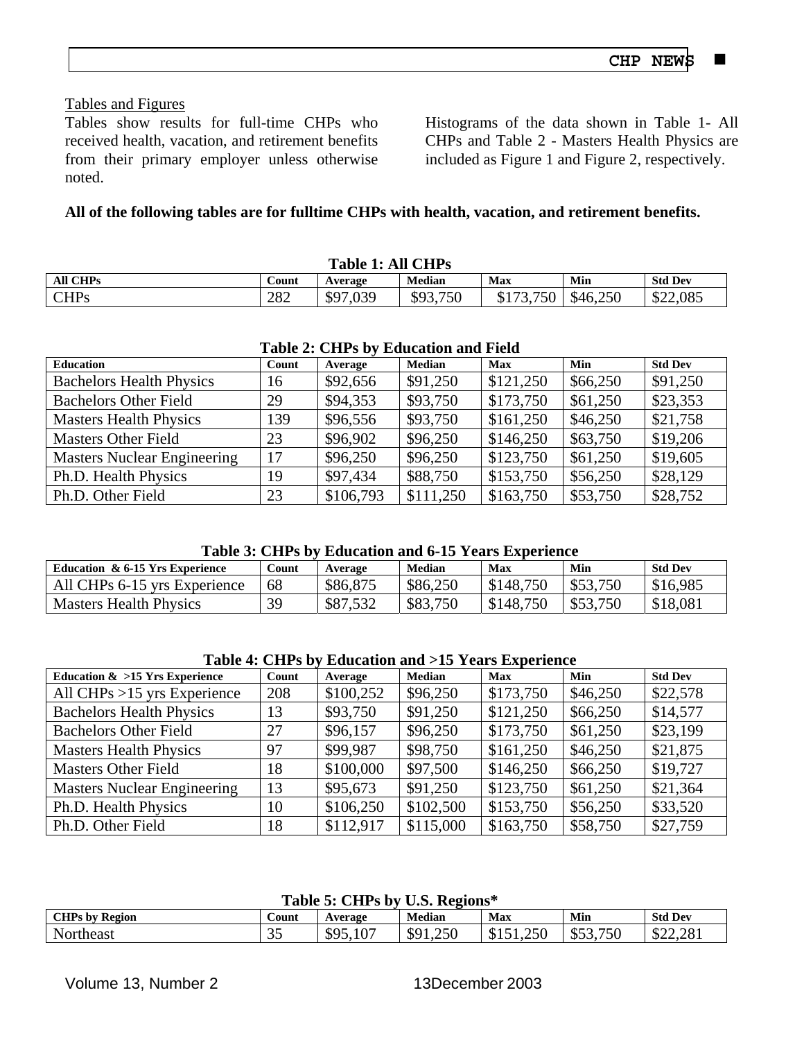## Tables and Figures

Tables show results for full-time CHPs who received health, vacation, and retirement benefits from their primary employer unless otherwise noted.

Histograms of the data shown in Table 1- All CHPs and Table 2 - Masters Health Physics are included as Figure 1 and Figure 2, respectively.

**All of the following tables are for fulltime CHPs with health, vacation, and retirement benefits.**

**Table 1: All CHPs**

| All CHPs | Count | Average | Median | Max | Min | Std Dev |
|---|---|---|---|---|---|---|
| CHPs | 282 | $97,039 | $93,750 | $173,750 | $46,250 | $22,085 |

**Table 2: CHPs by Education and Field**

| Education | Count | Average | Median | Max | Min | Std Dev |
|---|---|---|---|---|---|---|
| Bachelors Health Physics | 16 | $92,656 | $91,250 | $121,250 | $66,250 | $91,250 |
| Bachelors Other Field | 29 | $94,353 | $93,750 | $173,750 | $61,250 | $23,353 |
| Masters Health Physics | 139 | $96,556 | $93,750 | $161,250 | $46,250 | $21,758 |
| Masters Other Field | 23 | $96,902 | $96,250 | $146,250 | $63,750 | $19,206 |
| Masters Nuclear Engineering | 17 | $96,250 | $96,250 | $123,750 | $61,250 | $19,605 |
| Ph.D. Health Physics | 19 | $97,434 | $88,750 | $153,750 | $56,250 | $28,129 |
| Ph.D. Other Field | 23 | $106,793 | $111,250 | $163,750 | $53,750 | $28,752 |

**Table 3: CHPs by Education and 6-15 Years Experience**

| Education & 6-15 Yrs Experience | Count | Average | Median | Max | Min | Std Dev |
|---|---|---|---|---|---|---|
| All CHPs 6-15 yrs Experience | 68 | $86,875 | $86,250 | $148,750 | $53,750 | $16,985 |
| Masters Health Physics | 39 | $87,532 | $83,750 | $148,750 | $53,750 | $18,081 |

**Table 4: CHPs by Education and >15 Years Experience**

| Education & >15 Yrs Experience | Count | Average | Median | Max | Min | Std Dev |
|---|---|---|---|---|---|---|
| All CHPs >15 yrs Experience | 208 | $100,252 | $96,250 | $173,750 | $46,250 | $22,578 |
| Bachelors Health Physics | 13 | $93,750 | $91,250 | $121,250 | $66,250 | $14,577 |
| Bachelors Other Field | 27 | $96,157 | $96,250 | $173,750 | $61,250 | $23,199 |
| Masters Health Physics | 97 | $99,987 | $98,750 | $161,250 | $46,250 | $21,875 |
| Masters Other Field | 18 | $100,000 | $97,500 | $146,250 | $66,250 | $19,727 |
| Masters Nuclear Engineering | 13 | $95,673 | $91,250 | $123,750 | $61,250 | $21,364 |
| Ph.D. Health Physics | 10 | $106,250 | $102,500 | $153,750 | $56,250 | $33,520 |
| Ph.D. Other Field | 18 | $112,917 | $115,000 | $163,750 | $58,750 | $27,759 |

**Table 5: CHPs by U.S. Regions***

| CHPs by Region | Count | Average | Median | Max | Min | Std Dev |
|---|---|---|---|---|---|---|
| Northeast | 35 | $95,107 | $91,250 | $151,250 | $53,750 | $22,281 |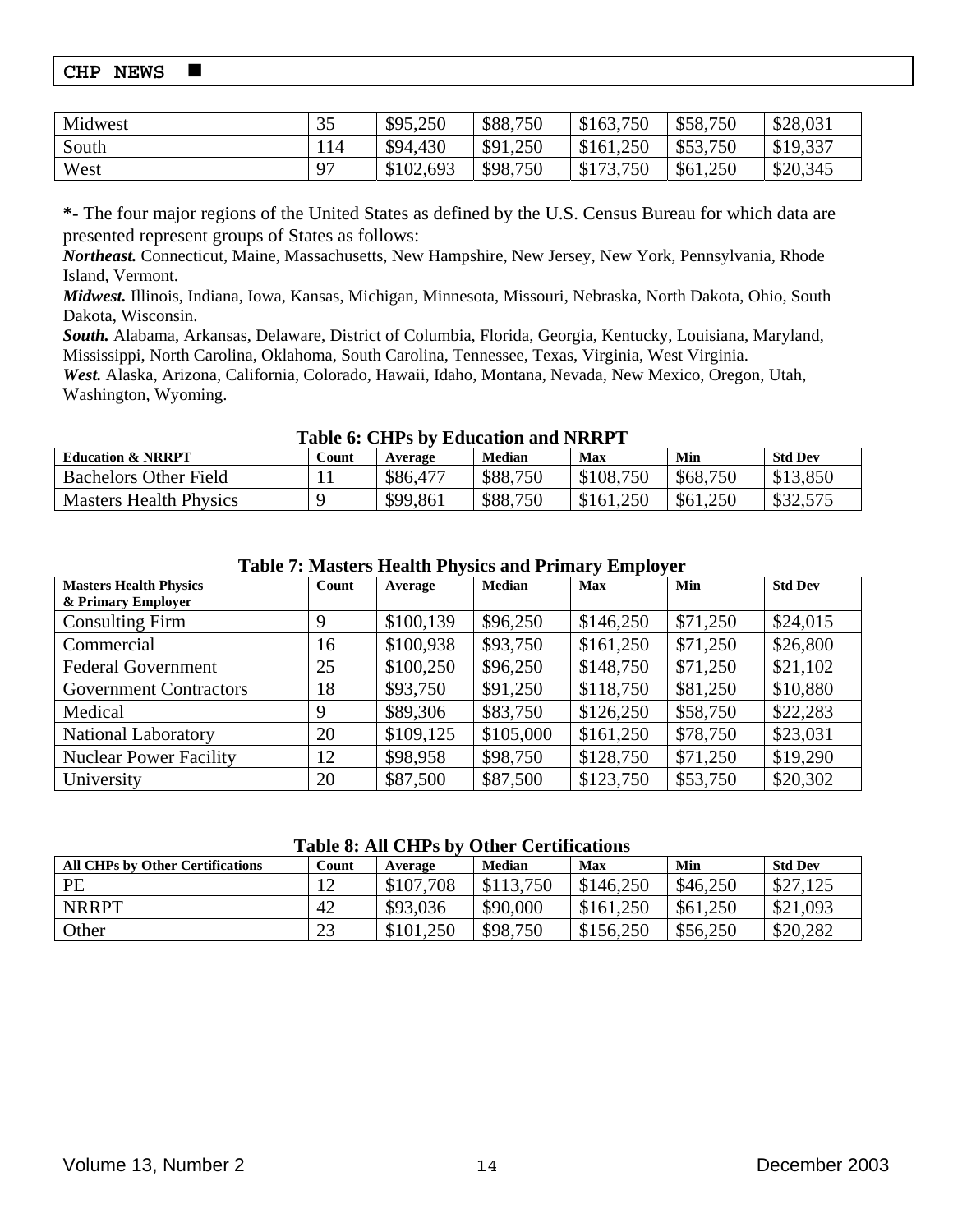| Midwest | 35 | $95,250 | $88,750 | $163,750 | $58,750 | $28,031 |
|---|---|---|---|---|---|---|
| South | 114 | $94,430 | $91,250 | $161,250 | $53,750 | $19,337 |
| West | 97 | $102,693 | $98,750 | $173,750 | $61,250 | $20,345 |

*- The four major regions of the United States as defined by the U.S. Census Bureau for which data are presented represent groups of States as follows:

***Northeast.*** Connecticut, Maine, Massachusetts, New Hampshire, New Jersey, New York, Pennsylvania, Rhode Island, Vermont.

***Midwest.*** Illinois, Indiana, Iowa, Kansas, Michigan, Minnesota, Missouri, Nebraska, North Dakota, Ohio, South Dakota, Wisconsin.

***South.*** Alabama, Arkansas, Delaware, District of Columbia, Florida, Georgia, Kentucky, Louisiana, Maryland, Mississippi, North Carolina, Oklahoma, South Carolina, Tennessee, Texas, Virginia, West Virginia.

***West.*** Alaska, Arizona, California, Colorado, Hawaii, Idaho, Montana, Nevada, New Mexico, Oregon, Utah, Washington, Wyoming.

**Table 6: CHPs by Education and NRRPT**

| Education & NRRPT | Count | Average | Median | Max | Min | Std Dev |
|---|---|---|---|---|---|---|
| Bachelors Other Field | 11 | $86,477 | $88,750 | $108,750 | $68,750 | $13,850 |
| Masters Health Physics | 9 | $99,861 | $88,750 | $161,250 | $61,250 | $32,575 |

**Table 7: Masters Health Physics and Primary Employer**

| Masters Health Physics & Primary Employer | Count | Average | Median | Max | Min | Std Dev |
|---|---|---|---|---|---|---|
| Consulting Firm | 9 | $100,139 | $96,250 | $146,250 | $71,250 | $24,015 |
| Commercial | 16 | $100,938 | $93,750 | $161,250 | $71,250 | $26,800 |
| Federal Government | 25 | $100,250 | $96,250 | $148,750 | $71,250 | $21,102 |
| Government Contractors | 18 | $93,750 | $91,250 | $118,750 | $81,250 | $10,880 |
| Medical | 9 | $89,306 | $83,750 | $126,250 | $58,750 | $22,283 |
| National Laboratory | 20 | $109,125 | $105,000 | $161,250 | $78,750 | $23,031 |
| Nuclear Power Facility | 12 | $98,958 | $98,750 | $128,750 | $71,250 | $19,290 |
| University | 20 | $87,500 | $87,500 | $123,750 | $53,750 | $20,302 |

**Table 8: All CHPs by Other Certifications**

| All CHPs by Other Certifications | Count | Average | Median | Max | Min | Std Dev |
|---|---|---|---|---|---|---|
| PE | 12 | $107,708 | $113,750 | $146,250 | $46,250 | $27,125 |
| NRRPT | 42 | $93,036 | $90,000 | $161,250 | $61,250 | $21,093 |
| Other | 23 | $101,250 | $98,750 | $156,250 | $56,250 | $20,282 |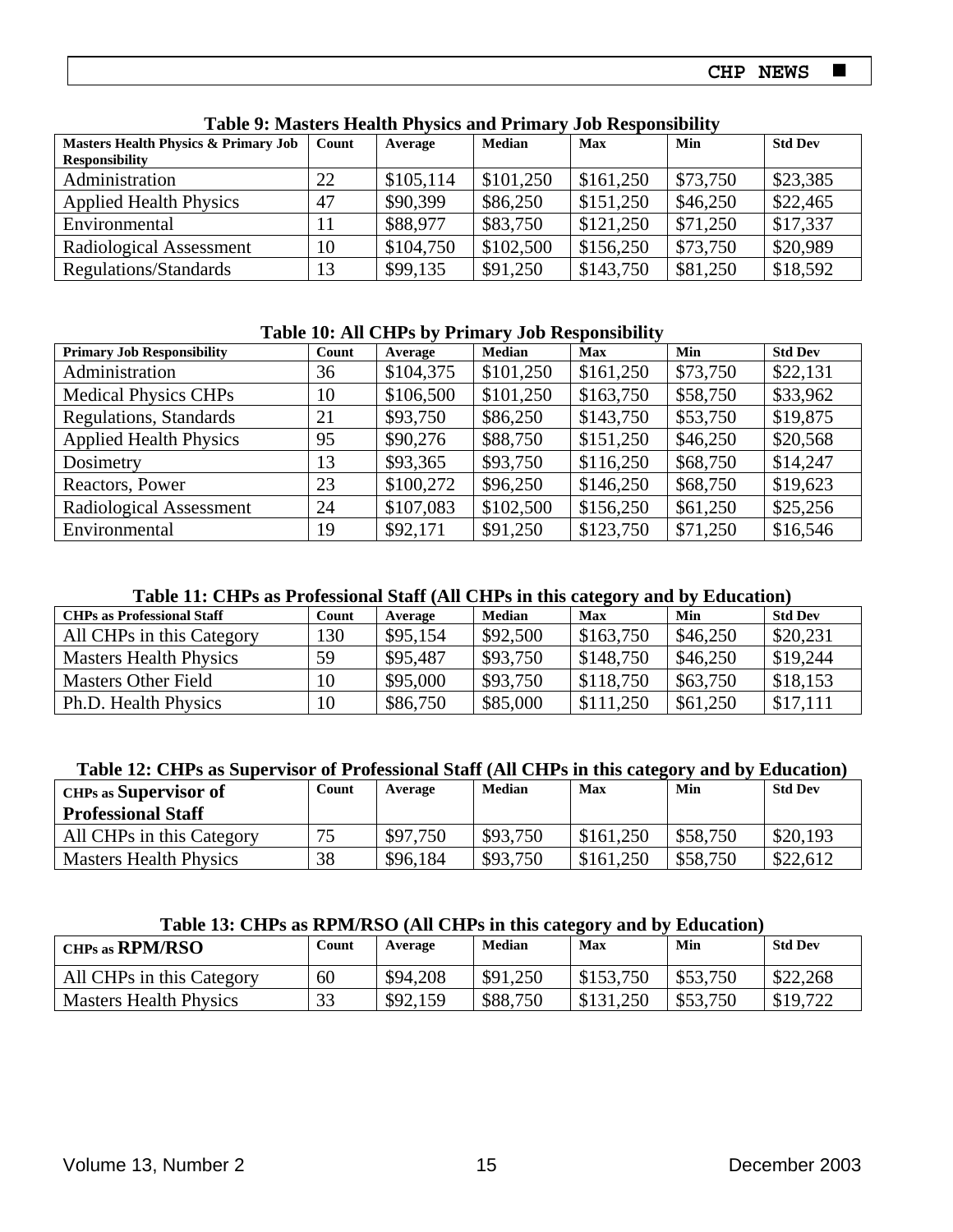**Table 9: Masters Health Physics and Primary Job Responsibility**

| Masters Health Physics & Primary Job Responsibility | Count | Average | Median | Max | Min | Std Dev |
|---|---|---|---|---|---|---|
| Administration | 22 | $105,114 | $101,250 | $161,250 | $73,750 | $23,385 |
| Applied Health Physics | 47 | $90,399 | $86,250 | $151,250 | $46,250 | $22,465 |
| Environmental | 11 | $88,977 | $83,750 | $121,250 | $71,250 | $17,337 |
| Radiological Assessment | 10 | $104,750 | $102,500 | $156,250 | $73,750 | $20,989 |
| Regulations/Standards | 13 | $99,135 | $91,250 | $143,750 | $81,250 | $18,592 |

**Table 10: All CHPs by Primary Job Responsibility**

| Primary Job Responsibility | Count | Average | Median | Max | Min | Std Dev |
|---|---|---|---|---|---|---|
| Administration | 36 | $104,375 | $101,250 | $161,250 | $73,750 | $22,131 |
| Medical Physics CHPs | 10 | $106,500 | $101,250 | $163,750 | $58,750 | $33,962 |
| Regulations, Standards | 21 | $93,750 | $86,250 | $143,750 | $53,750 | $19,875 |
| Applied Health Physics | 95 | $90,276 | $88,750 | $151,250 | $46,250 | $20,568 |
| Dosimetry | 13 | $93,365 | $93,750 | $116,250 | $68,750 | $14,247 |
| Reactors, Power | 23 | $100,272 | $96,250 | $146,250 | $68,750 | $19,623 |
| Radiological Assessment | 24 | $107,083 | $102,500 | $156,250 | $61,250 | $25,256 |
| Environmental | 19 | $92,171 | $91,250 | $123,750 | $71,250 | $16,546 |

**Table 11: CHPs as Professional Staff (All CHPs in this category and by Education)**

| CHPs as Professional Staff | Count | Average | Median | Max | Min | Std Dev |
|---|---|---|---|---|---|---|
| All CHPs in this Category | 130 | $95,154 | $92,500 | $163,750 | $46,250 | $20,231 |
| Masters Health Physics | 59 | $95,487 | $93,750 | $148,750 | $46,250 | $19,244 |
| Masters Other Field | 10 | $95,000 | $93,750 | $118,750 | $63,750 | $18,153 |
| Ph.D. Health Physics | 10 | $86,750 | $85,000 | $111,250 | $61,250 | $17,111 |

**Table 12: CHPs as Supervisor of Professional Staff (All CHPs in this category and by Education)**

| CHPs as Supervisor of Professional Staff | Count | Average | Median | Max | Min | Std Dev |
|---|---|---|---|---|---|---|
| All CHPs in this Category | 75 | $97,750 | $93,750 | $161,250 | $58,750 | $20,193 |
| Masters Health Physics | 38 | $96,184 | $93,750 | $161,250 | $58,750 | $22,612 |

**Table 13: CHPs as RPM/RSO (All CHPs in this category and by Education)**

| CHPs as RPM/RSO | Count | Average | Median | Max | Min | Std Dev |
|---|---|---|---|---|---|---|
| All CHPs in this Category | 60 | $94,208 | $91,250 | $153,750 | $53,750 | $22,268 |
| Masters Health Physics | 33 | $92,159 | $88,750 | $131,250 | $53,750 | $19,722 |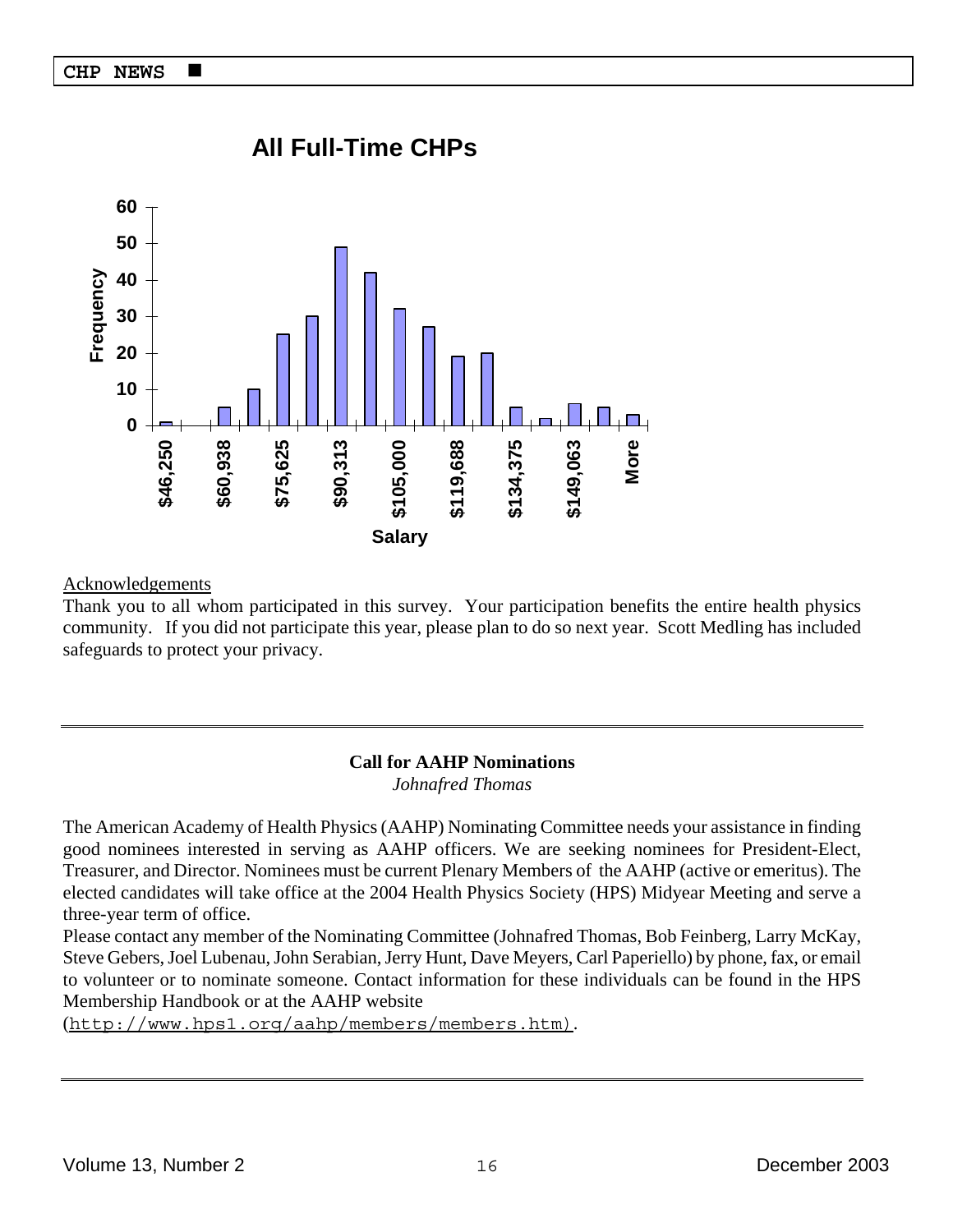## All Full-Time CHPs

Frequency

60
50
40
30
20
10
0

$46,250
$60,938
$75,625
$90,313
$105,000
$119,688
$134,375
$149,063
More

Salary

<u>Acknowledgements</u>

Thank you to all whom participated in this survey. Your participation benefits the entire health physics community. If you did not participate this year, please plan to do so next year. Scott Medling has included safeguards to protect your privacy.

---

**Call for AAHP Nominations**

*Johnafred Thomas*

The American Academy of Health Physics (AAHP) Nominating Committee needs your assistance in finding good nominees interested in serving as AAHP officers. We are seeking nominees for President-Elect, Treasurer, and Director. Nominees must be current Plenary Members of the AAHP (active or emeritus). The elected candidates will take office at the 2004 Health Physics Society (HPS) Midyear Meeting and serve a three-year term of office.

Please contact any member of the Nominating Committee (Johnafred Thomas, Bob Feinberg, Larry McKay, Steve Gebers, Joel Lubenau, John Serabian, Jerry Hunt, Dave Meyers, Carl Paperiello) by phone, fax, or email to volunteer or to nominate someone. Contact information for these individuals can be found in the HPS Membership Handbook or at the AAHP website (http://www.hps1.org/aahp/members/members.htm).

---